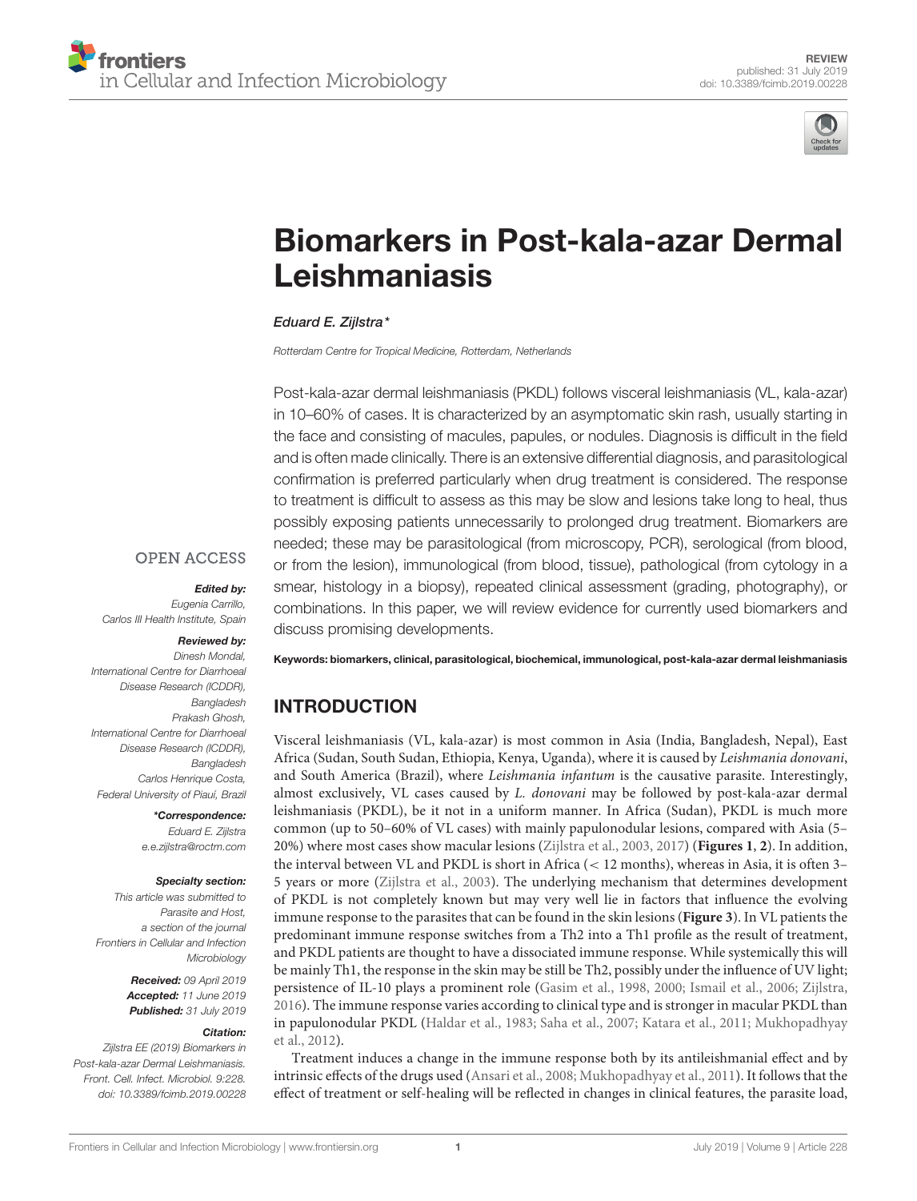REVIEW
published: 31 July 2019
doi: 10.3389/fcimb.2019.00228

# Biomarkers in Post-kala-azar Dermal Leishmaniasis

*Eduard E. Zijlstra**

*Rotterdam Centre for Tropical Medicine, Rotterdam, Netherlands*

Post-kala-azar dermal leishmaniasis (PKDL) follows visceral leishmaniasis (VL, kala-azar) in 10–60% of cases. It is characterized by an asymptomatic skin rash, usually starting in the face and consisting of macules, papules, or nodules. Diagnosis is difficult in the field and is often made clinically. There is an extensive differential diagnosis, and parasitological confirmation is preferred particularly when drug treatment is considered. The response to treatment is difficult to assess as this may be slow and lesions take long to heal, thus possibly exposing patients unnecessarily to prolonged drug treatment. Biomarkers are needed; these may be parasitological (from microscopy, PCR), serological (from blood, or from the lesion), immunological (from blood, tissue), pathological (from cytology in a smear, histology in a biopsy), repeated clinical assessment (grading, photography), or combinations. In this paper, we will review evidence for currently used biomarkers and discuss promising developments.

**Keywords: biomarkers, clinical, parasitological, biochemical, immunological, post-kala-azar dermal leishmaniasis**

OPEN ACCESS

***Edited by:***
*Eugenia Carrillo,*
*Carlos III Health Institute, Spain*

***Reviewed by:***
*Dinesh Mondal,*
*International Centre for Diarrhoeal Disease Research (ICDDR), Bangladesh*
*Prakash Ghosh,*
*International Centre for Diarrhoeal Disease Research (ICDDR), Bangladesh*
*Carlos Henrique Costa,*
*Federal University of Piauí, Brazil*

***\*Correspondence:***
*Eduard E. Zijlstra*
*e.e.zijlstra@roctm.com*

***Specialty section:***
*This article was submitted to Parasite and Host, a section of the journal Frontiers in Cellular and Infection Microbiology*

***Received:*** *09 April 2019*
***Accepted:*** *11 June 2019*
***Published:*** *31 July 2019*

***Citation:***
*Zijlstra EE (2019) Biomarkers in Post-kala-azar Dermal Leishmaniasis. Front. Cell. Infect. Microbiol. 9:228. doi: 10.3389/fcimb.2019.00228*

## INTRODUCTION

Visceral leishmaniasis (VL, kala-azar) is most common in Asia (India, Bangladesh, Nepal), East Africa (Sudan, South Sudan, Ethiopia, Kenya, Uganda), where it is caused by *Leishmania donovani*, and South America (Brazil), where *Leishmania infantum* is the causative parasite. Interestingly, almost exclusively, VL cases caused by *L. donovani* may be followed by post-kala-azar dermal leishmaniasis (PKDL), be it not in a uniform manner. In Africa (Sudan), PKDL is much more common (up to 50–60% of VL cases) with mainly papulonodular lesions, compared with Asia (5–20%) where most cases show macular lesions (Zijlstra et al., 2003, 2017) (**Figures 1**, **2**). In addition, the interval between VL and PKDL is short in Africa (< 12 months), whereas in Asia, it is often 3–5 years or more (Zijlstra et al., 2003). The underlying mechanism that determines development of PKDL is not completely known but may very well lie in factors that influence the evolving immune response to the parasites that can be found in the skin lesions (**Figure 3**). In VL patients the predominant immune response switches from a Th2 into a Th1 profile as the result of treatment, and PKDL patients are thought to have a dissociated immune response. While systemically this will be mainly Th1, the response in the skin may be still be Th2, possibly under the influence of UV light; persistence of IL-10 plays a prominent role (Gasim et al., 1998, 2000; Ismail et al., 2006; Zijlstra, 2016). The immune response varies according to clinical type and is stronger in macular PKDL than in papulonodular PKDL (Haldar et al., 1983; Saha et al., 2007; Katara et al., 2011; Mukhopadhyay et al., 2012).

Treatment induces a change in the immune response both by its antileishmanial effect and by intrinsic effects of the drugs used (Ansari et al., 2008; Mukhopadhyay et al., 2011). It follows that the effect of treatment or self-healing will be reflected in changes in clinical features, the parasite load,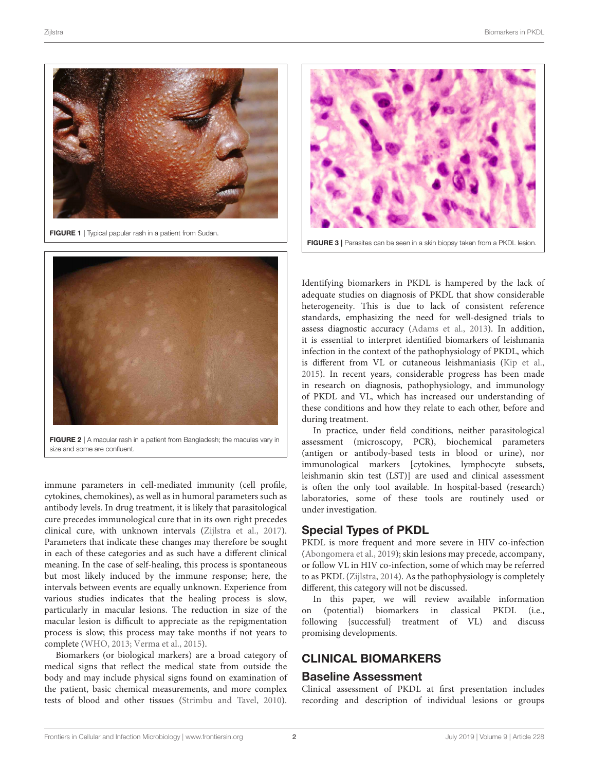FIGURE 1 | Typical papular rash in a patient from Sudan.

FIGURE 2 | A macular rash in a patient from Bangladesh; the macules vary in size and some are confluent.

immune parameters in cell-mediated immunity (cell profile, cytokines, chemokines), as well as in humoral parameters such as antibody levels. In drug treatment, it is likely that parasitological cure precedes immunological cure that in its own right precedes clinical cure, with unknown intervals (Zijlstra et al., 2017). Parameters that indicate these changes may therefore be sought in each of these categories and as such have a different clinical meaning. In the case of self-healing, this process is spontaneous but most likely induced by the immune response; here, the intervals between events are equally unknown. Experience from various studies indicates that the healing process is slow, particularly in macular lesions. The reduction in size of the macular lesion is difficult to appreciate as the repigmentation process is slow; this process may take months if not years to complete (WHO, 2013; Verma et al., 2015).

Biomarkers (or biological markers) are a broad category of medical signs that reflect the medical state from outside the body and may include physical signs found on examination of the patient, basic chemical measurements, and more complex tests of blood and other tissues (Strimbu and Tavel, 2010).

FIGURE 3 | Parasites can be seen in a skin biopsy taken from a PKDL lesion.

Identifying biomarkers in PKDL is hampered by the lack of adequate studies on diagnosis of PKDL that show considerable heterogeneity. This is due to lack of consistent reference standards, emphasizing the need for well-designed trials to assess diagnostic accuracy (Adams et al., 2013). In addition, it is essential to interpret identified biomarkers of leishmania infection in the context of the pathophysiology of PKDL, which is different from VL or cutaneous leishmaniasis (Kip et al., 2015). In recent years, considerable progress has been made in research on diagnosis, pathophysiology, and immunology of PKDL and VL, which has increased our understanding of these conditions and how they relate to each other, before and during treatment.

In practice, under field conditions, neither parasitological assessment (microscopy, PCR), biochemical parameters (antigen or antibody-based tests in blood or urine), nor immunological markers [cytokines, lymphocyte subsets, leishmanin skin test (LST)] are used and clinical assessment is often the only tool available. In hospital-based (research) laboratories, some of these tools are routinely used or under investigation.

## Special Types of PKDL

PKDL is more frequent and more severe in HIV co-infection (Abongomera et al., 2019); skin lesions may precede, accompany, or follow VL in HIV co-infection, some of which may be referred to as PKDL (Zijlstra, 2014). As the pathophysiology is completely different, this category will not be discussed.

In this paper, we will review available information on (potential) biomarkers in classical PKDL (i.e., following {successful} treatment of VL) and discuss promising developments.

# CLINICAL BIOMARKERS

## Baseline Assessment

Clinical assessment of PKDL at first presentation includes recording and description of individual lesions or groups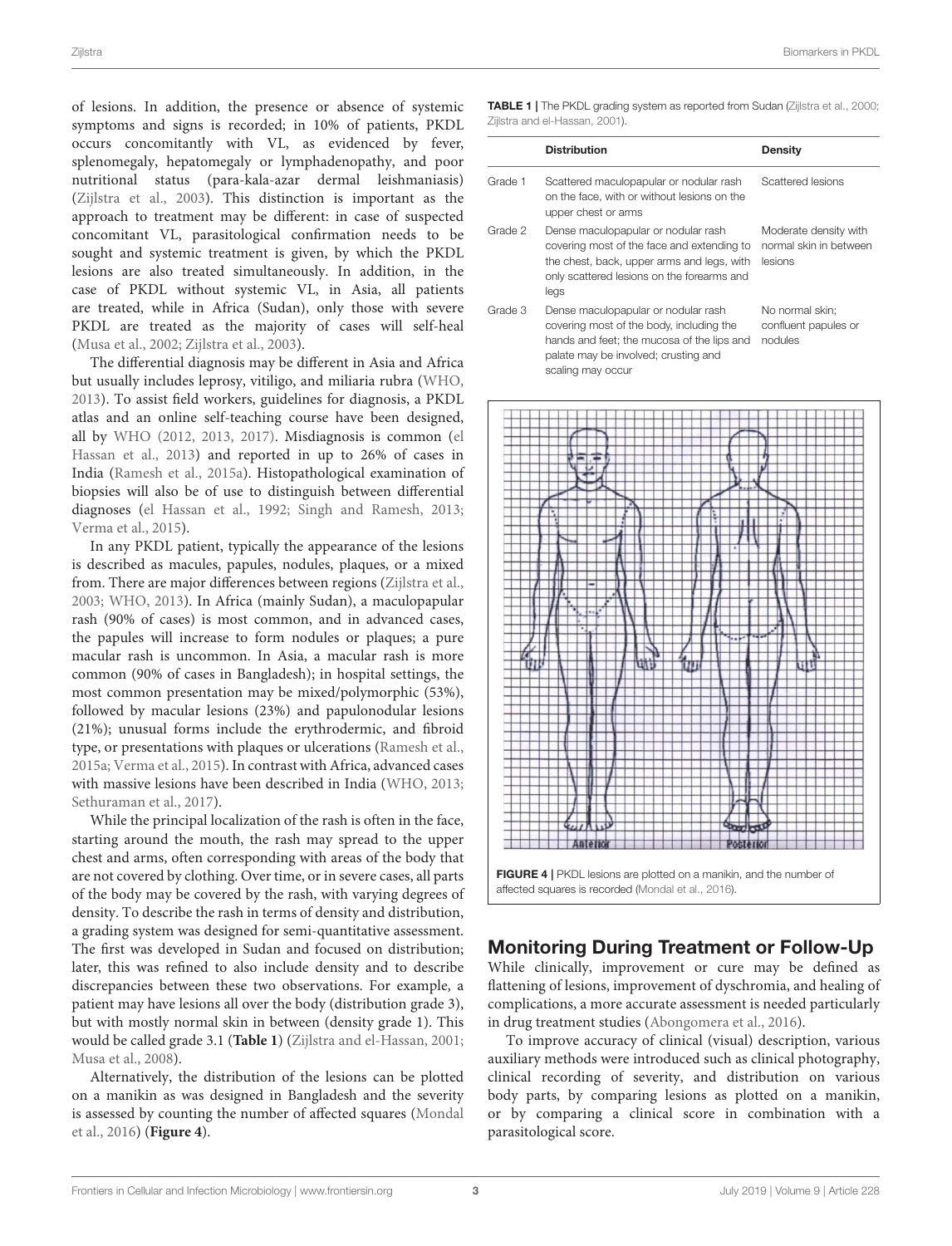of lesions. In addition, the presence or absence of systemic symptoms and signs is recorded; in 10% of patients, PKDL occurs concomitantly with VL, as evidenced by fever, splenomegaly, hepatomegaly or lymphadenopathy, and poor nutritional status (para-kala-azar dermal leishmaniasis) (Zijlstra et al., 2003). This distinction is important as the approach to treatment may be different: in case of suspected concomitant VL, parasitological confirmation needs to be sought and systemic treatment is given, by which the PKDL lesions are also treated simultaneously. In addition, in the case of PKDL without systemic VL, in Asia, all patients are treated, while in Africa (Sudan), only those with severe PKDL are treated as the majority of cases will self-heal (Musa et al., 2002; Zijlstra et al., 2003).

The differential diagnosis may be different in Asia and Africa but usually includes leprosy, vitiligo, and miliaria rubra (WHO, 2013). To assist field workers, guidelines for diagnosis, a PKDL atlas and an online self-teaching course have been designed, all by WHO (2012, 2013, 2017). Misdiagnosis is common (el Hassan et al., 2013) and reported in up to 26% of cases in India (Ramesh et al., 2015a). Histopathological examination of biopsies will also be of use to distinguish between differential diagnoses (el Hassan et al., 1992; Singh and Ramesh, 2013; Verma et al., 2015).

In any PKDL patient, typically the appearance of the lesions is described as macules, papules, nodules, plaques, or a mixed from. There are major differences between regions (Zijlstra et al., 2003; WHO, 2013). In Africa (mainly Sudan), a maculopapular rash (90% of cases) is most common, and in advanced cases, the papules will increase to form nodules or plaques; a pure macular rash is uncommon. In Asia, a macular rash is more common (90% of cases in Bangladesh); in hospital settings, the most common presentation may be mixed/polymorphic (53%), followed by macular lesions (23%) and papulonodular lesions (21%); unusual forms include the erythrodermic, and fibroid type, or presentations with plaques or ulcerations (Ramesh et al., 2015a; Verma et al., 2015). In contrast with Africa, advanced cases with massive lesions have been described in India (WHO, 2013; Sethuraman et al., 2017).

While the principal localization of the rash is often in the face, starting around the mouth, the rash may spread to the upper chest and arms, often corresponding with areas of the body that are not covered by clothing. Over time, or in severe cases, all parts of the body may be covered by the rash, with varying degrees of density. To describe the rash in terms of density and distribution, a grading system was designed for semi-quantitative assessment. The first was developed in Sudan and focused on distribution; later, this was refined to also include density and to describe discrepancies between these two observations. For example, a patient may have lesions all over the body (distribution grade 3), but with mostly normal skin in between (density grade 1). This would be called grade 3.1 (**Table 1**) (Zijlstra and el-Hassan, 2001; Musa et al., 2008).

Alternatively, the distribution of the lesions can be plotted on a manikin as was designed in Bangladesh and the severity is assessed by counting the number of affected squares (Mondal et al., 2016) (**Figure 4**).

**TABLE 1** | The PKDL grading system as reported from Sudan (Zijlstra et al., 2000; Zijlstra and el-Hassan, 2001).

| | Distribution | Density |
|---|---|---|
| Grade 1 | Scattered maculopapular or nodular rash on the face, with or without lesions on the upper chest or arms | Scattered lesions |
| Grade 2 | Dense maculopapular or nodular rash covering most of the face and extending to the chest, back, upper arms and legs, with only scattered lesions on the forearms and legs | Moderate density with normal skin in between lesions |
| Grade 3 | Dense maculopapular or nodular rash covering most of the body, including the hands and feet; the mucosa of the lips and palate may be involved; crusting and scaling may occur | No normal skin; confluent papules or nodules |

**FIGURE 4** | PKDL lesions are plotted on a manikin, and the number of affected squares is recorded (Mondal et al., 2016).

## Monitoring During Treatment or Follow-Up

While clinically, improvement or cure may be defined as flattening of lesions, improvement of dyschromia, and healing of complications, a more accurate assessment is needed particularly in drug treatment studies (Abongomera et al., 2016).

To improve accuracy of clinical (visual) description, various auxiliary methods were introduced such as clinical photography, clinical recording of severity, and distribution on various body parts, by comparing lesions as plotted on a manikin, or by comparing a clinical score in combination with a parasitological score.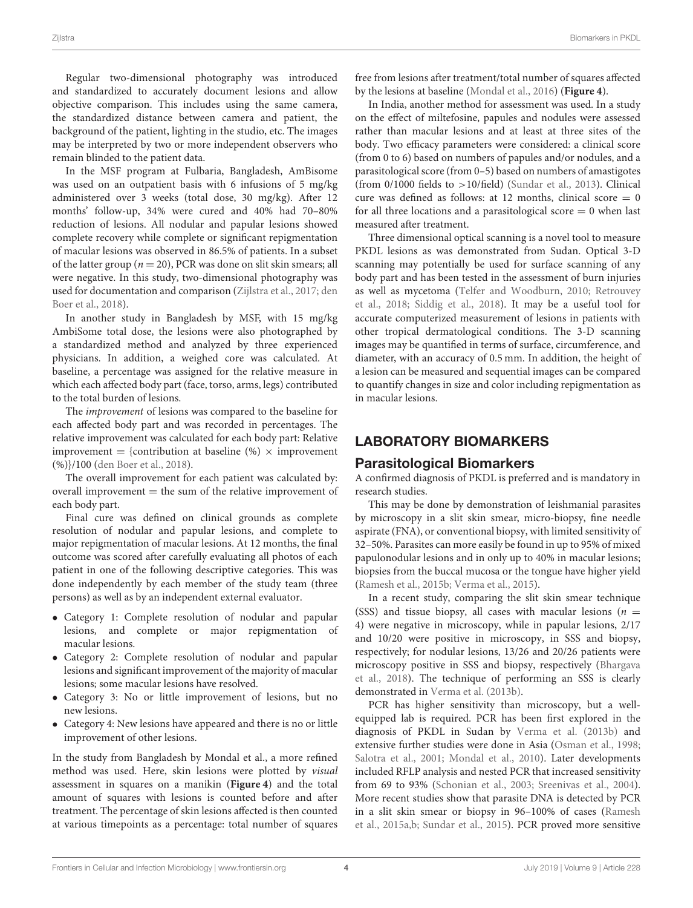Regular two-dimensional photography was introduced and standardized to accurately document lesions and allow objective comparison. This includes using the same camera, the standardized distance between camera and patient, the background of the patient, lighting in the studio, etc. The images may be interpreted by two or more independent observers who remain blinded to the patient data.

In the MSF program at Fulbaria, Bangladesh, AmBisome was used on an outpatient basis with 6 infusions of 5 mg/kg administered over 3 weeks (total dose, 30 mg/kg). After 12 months' follow-up, 34% were cured and 40% had 70–80% reduction of lesions. All nodular and papular lesions showed complete recovery while complete or significant repigmentation of macular lesions was observed in 86.5% of patients. In a subset of the latter group ($n = 20$), PCR was done on slit skin smears; all were negative. In this study, two-dimensional photography was used for documentation and comparison (Zijlstra et al., 2017; den Boer et al., 2018).

In another study in Bangladesh by MSF, with 15 mg/kg AmbiSome total dose, the lesions were also photographed by a standardized method and analyzed by three experienced physicians. In addition, a weighed core was calculated. At baseline, a percentage was assigned for the relative measure in which each affected body part (face, torso, arms, legs) contributed to the total burden of lesions.

The *improvement* of lesions was compared to the baseline for each affected body part and was recorded in percentages. The relative improvement was calculated for each body part: Relative improvement = {contribution at baseline (%) × improvement (%)}/100 (den Boer et al., 2018).

The overall improvement for each patient was calculated by: overall improvement = the sum of the relative improvement of each body part.

Final cure was defined on clinical grounds as complete resolution of nodular and papular lesions, and complete to major repigmentation of macular lesions. At 12 months, the final outcome was scored after carefully evaluating all photos of each patient in one of the following descriptive categories. This was done independently by each member of the study team (three persons) as well as by an independent external evaluator.

- Category 1: Complete resolution of nodular and papular lesions, and complete or major repigmentation of macular lesions.
- Category 2: Complete resolution of nodular and papular lesions and significant improvement of the majority of macular lesions; some macular lesions have resolved.
- Category 3: No or little improvement of lesions, but no new lesions.
- Category 4: New lesions have appeared and there is no or little improvement of other lesions.

In the study from Bangladesh by Mondal et al., a more refined method was used. Here, skin lesions were plotted by *visual* assessment in squares on a manikin (**Figure 4**) and the total amount of squares with lesions is counted before and after treatment. The percentage of skin lesions affected is then counted at various timepoints as a percentage: total number of squares free from lesions after treatment/total number of squares affected by the lesions at baseline (Mondal et al., 2016) (**Figure 4**).

In India, another method for assessment was used. In a study on the effect of miltefosine, papules and nodules were assessed rather than macular lesions and at least at three sites of the body. Two efficacy parameters were considered: a clinical score (from 0 to 6) based on numbers of papules and/or nodules, and a parasitological score (from 0–5) based on numbers of amastigotes (from 0/1000 fields to >10/field) (Sundar et al., 2013). Clinical cure was defined as follows: at 12 months, clinical score = 0 for all three locations and a parasitological score = 0 when last measured after treatment.

Three dimensional optical scanning is a novel tool to measure PKDL lesions as was demonstrated from Sudan. Optical 3-D scanning may potentially be used for surface scanning of any body part and has been tested in the assessment of burn injuries as well as mycetoma (Telfer and Woodburn, 2010; Retrouvey et al., 2018; Siddig et al., 2018). It may be a useful tool for accurate computerized measurement of lesions in patients with other tropical dermatological conditions. The 3-D scanning images may be quantified in terms of surface, circumference, and diameter, with an accuracy of 0.5 mm. In addition, the height of a lesion can be measured and sequential images can be compared to quantify changes in size and color including repigmentation as in macular lesions.

## LABORATORY BIOMARKERS

### Parasitological Biomarkers

A confirmed diagnosis of PKDL is preferred and is mandatory in research studies.

This may be done by demonstration of leishmanial parasites by microscopy in a slit skin smear, micro-biopsy, fine needle aspirate (FNA), or conventional biopsy, with limited sensitivity of 32–50%. Parasites can more easily be found in up to 95% of mixed papulonodular lesions and in only up to 40% in macular lesions; biopsies from the buccal mucosa or the tongue have higher yield (Ramesh et al., 2015b; Verma et al., 2015).

In a recent study, comparing the slit skin smear technique (SSS) and tissue biopsy, all cases with macular lesions ($n = 4$) were negative in microscopy, while in papular lesions, 2/17 and 10/20 were positive in microscopy, in SSS and biopsy, respectively; for nodular lesions, 13/26 and 20/26 patients were microscopy positive in SSS and biopsy, respectively (Bhargava et al., 2018). The technique of performing an SSS is clearly demonstrated in Verma et al. (2013b).

PCR has higher sensitivity than microscopy, but a well-equipped lab is required. PCR has been first explored in the diagnosis of PKDL in Sudan by Verma et al. (2013b) and extensive further studies were done in Asia (Osman et al., 1998; Salotra et al., 2001; Mondal et al., 2010). Later developments included RFLP analysis and nested PCR that increased sensitivity from 69 to 93% (Schonian et al., 2003; Sreenivas et al., 2004). More recent studies show that parasite DNA is detected by PCR in a slit skin smear or biopsy in 96–100% of cases (Ramesh et al., 2015a,b; Sundar et al., 2015). PCR proved more sensitive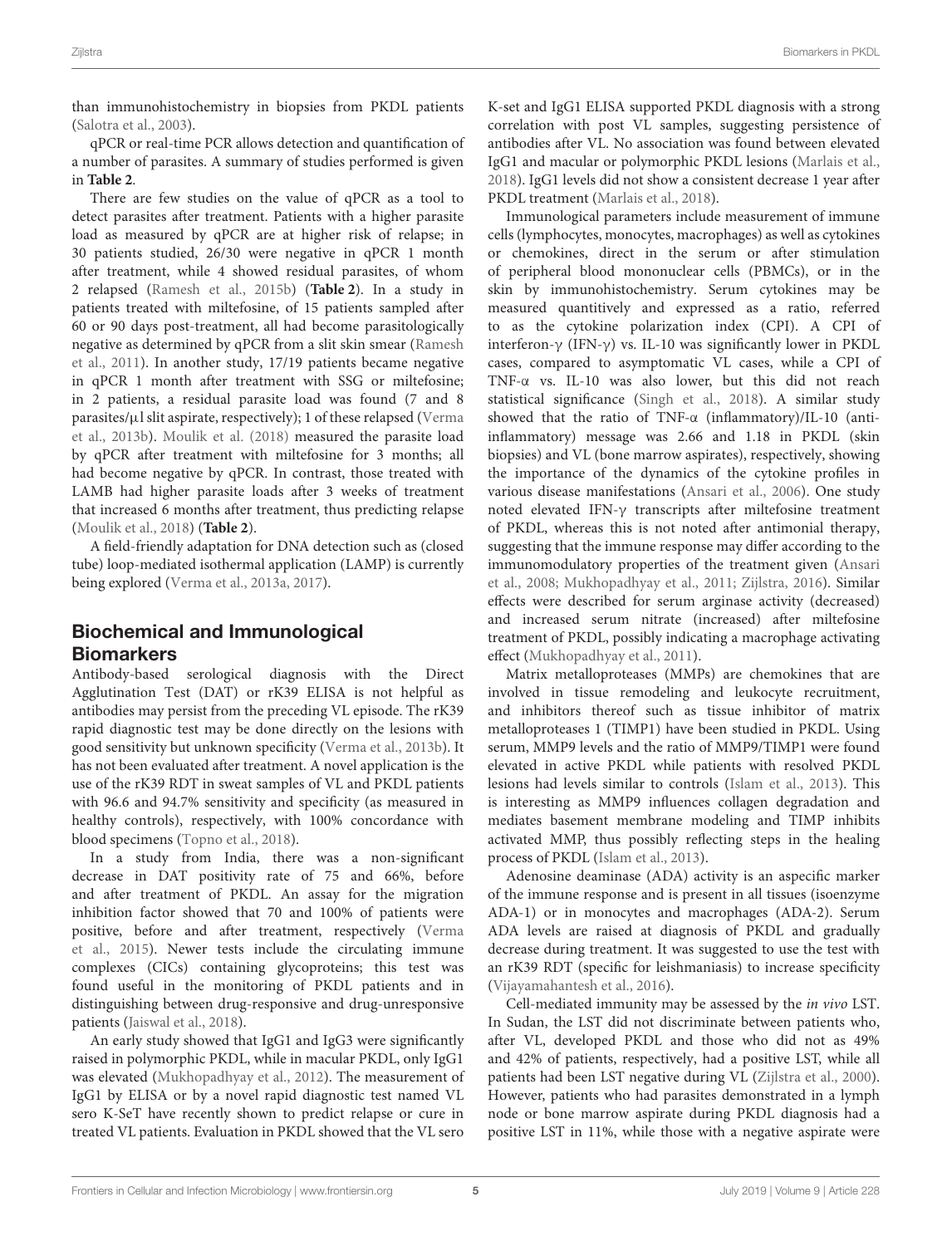than immunohistochemistry in biopsies from PKDL patients (Salotra et al., 2003).

qPCR or real-time PCR allows detection and quantification of a number of parasites. A summary of studies performed is given in **Table 2**.

There are few studies on the value of qPCR as a tool to detect parasites after treatment. Patients with a higher parasite load as measured by qPCR are at higher risk of relapse; in 30 patients studied, 26/30 were negative in qPCR 1 month after treatment, while 4 showed residual parasites, of whom 2 relapsed (Ramesh et al., 2015b) (**Table 2**). In a study in patients treated with miltefosine, of 15 patients sampled after 60 or 90 days post-treatment, all had become parasitologically negative as determined by qPCR from a slit skin smear (Ramesh et al., 2011). In another study, 17/19 patients became negative in qPCR 1 month after treatment with SSG or miltefosine; in 2 patients, a residual parasite load was found (7 and 8 parasites/μl slit aspirate, respectively); 1 of these relapsed (Verma et al., 2013b). Moulik et al. (2018) measured the parasite load by qPCR after treatment with miltefosine for 3 months; all had become negative by qPCR. In contrast, those treated with LAMB had higher parasite loads after 3 weeks of treatment that increased 6 months after treatment, thus predicting relapse (Moulik et al., 2018) (**Table 2**).

A field-friendly adaptation for DNA detection such as (closed tube) loop-mediated isothermal application (LAMP) is currently being explored (Verma et al., 2013a, 2017).

## Biochemical and Immunological Biomarkers

Antibody-based serological diagnosis with the Direct Agglutination Test (DAT) or rK39 ELISA is not helpful as antibodies may persist from the preceding VL episode. The rK39 rapid diagnostic test may be done directly on the lesions with good sensitivity but unknown specificity (Verma et al., 2013b). It has not been evaluated after treatment. A novel application is the use of the rK39 RDT in sweat samples of VL and PKDL patients with 96.6 and 94.7% sensitivity and specificity (as measured in healthy controls), respectively, with 100% concordance with blood specimens (Topno et al., 2018).

In a study from India, there was a non-significant decrease in DAT positivity rate of 75 and 66%, before and after treatment of PKDL. An assay for the migration inhibition factor showed that 70 and 100% of patients were positive, before and after treatment, respectively (Verma et al., 2015). Newer tests include the circulating immune complexes (CICs) containing glycoproteins; this test was found useful in the monitoring of PKDL patients and in distinguishing between drug-responsive and drug-unresponsive patients (Jaiswal et al., 2018).

An early study showed that IgG1 and IgG3 were significantly raised in polymorphic PKDL, while in macular PKDL, only IgG1 was elevated (Mukhopadhyay et al., 2012). The measurement of IgG1 by ELISA or by a novel rapid diagnostic test named VL sero K-SeT have recently shown to predict relapse or cure in treated VL patients. Evaluation in PKDL showed that the VL sero K-set and IgG1 ELISA supported PKDL diagnosis with a strong correlation with post VL samples, suggesting persistence of antibodies after VL. No association was found between elevated IgG1 and macular or polymorphic PKDL lesions (Marlais et al., 2018). IgG1 levels did not show a consistent decrease 1 year after PKDL treatment (Marlais et al., 2018).

Immunological parameters include measurement of immune cells (lymphocytes, monocytes, macrophages) as well as cytokines or chemokines, direct in the serum or after stimulation of peripheral blood mononuclear cells (PBMCs), or in the skin by immunohistochemistry. Serum cytokines may be measured quantitively and expressed as a ratio, referred to as the cytokine polarization index (CPI). A CPI of interferon-γ (IFN-γ) vs. IL-10 was significantly lower in PKDL cases, compared to asymptomatic VL cases, while a CPI of TNF-α vs. IL-10 was also lower, but this did not reach statistical significance (Singh et al., 2018). A similar study showed that the ratio of TNF-α (inflammatory)/IL-10 (anti-inflammatory) message was 2.66 and 1.18 in PKDL (skin biopsies) and VL (bone marrow aspirates), respectively, showing the importance of the dynamics of the cytokine profiles in various disease manifestations (Ansari et al., 2006). One study noted elevated IFN-γ transcripts after miltefosine treatment of PKDL, whereas this is not noted after antimonial therapy, suggesting that the immune response may differ according to the immunomodulatory properties of the treatment given (Ansari et al., 2008; Mukhopadhyay et al., 2011; Zijlstra, 2016). Similar effects were described for serum arginase activity (decreased) and increased serum nitrate (increased) after miltefosine treatment of PKDL, possibly indicating a macrophage activating effect (Mukhopadhyay et al., 2011).

Matrix metalloproteases (MMPs) are chemokines that are involved in tissue remodeling and leukocyte recruitment, and inhibitors thereof such as tissue inhibitor of matrix metalloproteases 1 (TIMP1) have been studied in PKDL. Using serum, MMP9 levels and the ratio of MMP9/TIMP1 were found elevated in active PKDL while patients with resolved PKDL lesions had levels similar to controls (Islam et al., 2013). This is interesting as MMP9 influences collagen degradation and mediates basement membrane modeling and TIMP inhibits activated MMP, thus possibly reflecting steps in the healing process of PKDL (Islam et al., 2013).

Adenosine deaminase (ADA) activity is an aspecific marker of the immune response and is present in all tissues (isoenzyme ADA-1) or in monocytes and macrophages (ADA-2). Serum ADA levels are raised at diagnosis of PKDL and gradually decrease during treatment. It was suggested to use the test with an rK39 RDT (specific for leishmaniasis) to increase specificity (Vijayamahantesh et al., 2016).

Cell-mediated immunity may be assessed by the *in vivo* LST. In Sudan, the LST did not discriminate between patients who, after VL, developed PKDL and those who did not as 49% and 42% of patients, respectively, had a positive LST, while all patients had been LST negative during VL (Zijlstra et al., 2000). However, patients who had parasites demonstrated in a lymph node or bone marrow aspirate during PKDL diagnosis had a positive LST in 11%, while those with a negative aspirate were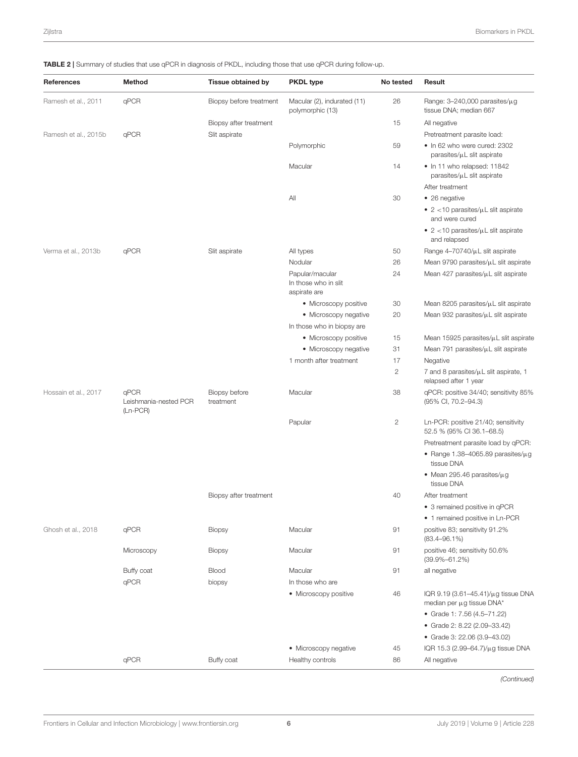**TABLE 2 |** Summary of studies that use qPCR in diagnosis of PKDL, including those that use qPCR during follow-up.

| References | Method | Tissue obtained by | PKDL type | No tested | Result |
|---|---|---|---|---|---|
| Ramesh et al., 2011 | qPCR | Biopsy before treatment | Macular (2), indurated (11) polymorphic (13) | 26 | Range: 3–240,000 parasites/μg tissue DNA; median 667 |
| | | Biopsy after treatment | | 15 | All negative |
| Ramesh et al., 2015b | qPCR | Slit aspirate | | | Pretreatment parasite load: |
| | | | Polymorphic | 59 | • In 62 who were cured: 2302 parasites/μL slit aspirate |
| | | | Macular | 14 | • In 11 who relapsed: 11842 parasites/μL slit aspirate |
| | | | | | After treatment |
| | | | All | 30 | • 26 negative |
| | | | | | • 2 <10 parasites/μL slit aspirate and were cured |
| | | | | | • 2 <10 parasites/μL slit aspirate and relapsed |
| Verma et al., 2013b | qPCR | Slit aspirate | All types | 50 | Range 4–70740/μL slit aspirate |
| | | | Nodular | 26 | Mean 9790 parasites/μL slit aspirate |
| | | | Papular/macular In those who in slit aspirate are | 24 | Mean 427 parasites/μL slit aspirate |
| | | | • Microscopy positive | 30 | Mean 8205 parasites/μL slit aspirate |
| | | | • Microscopy negative | 20 | Mean 932 parasites/μL slit aspirate |
| | | | In those who in biopsy are | | |
| | | | • Microscopy positive | 15 | Mean 15925 parasites/μL slit aspirate |
| | | | • Microscopy negative | 31 | Mean 791 parasites/μL slit aspirate |
| | | | 1 month after treatment | 17 | Negative |
| | | | | 2 | 7 and 8 parasites/μL slit aspirate, 1 relapsed after 1 year |
| Hossain et al., 2017 | qPCR Leishmania-nested PCR (Ln-PCR) | Biopsy before treatment | Macular | 38 | qPCR: positive 34/40; sensitivity 85% (95% CI, 70.2–94.3) |
| | | | Papular | 2 | Ln-PCR: positive 21/40; sensitivity 52.5 % (95% CI 36.1–68.5) |
| | | | | | Pretreatment parasite load by qPCR: |
| | | | | | • Range 1.38–4065.89 parasites/μg tissue DNA |
| | | | | | • Mean 295.46 parasites/μg tissue DNA |
| | | Biopsy after treatment | | 40 | After treatment |
| | | | | | • 3 remained positive in qPCR |
| | | | | | • 1 remained positive in Ln-PCR |
| Ghosh et al., 2018 | qPCR | Biopsy | Macular | 91 | positive 83; sensitivity 91.2% (83.4–96.1%) |
| | Microscopy | Biopsy | Macular | 91 | positive 46; sensitivity 50.6% (39.9%–61.2%) |
| | Buffy coat | Blood | Macular | 91 | all negative |
| | qPCR | biopsy | In those who are | | |
| | | | • Microscopy positive | 46 | IQR 9.19 (3.61–45.41)/μg tissue DNA median per μg tissue DNA* |
| | | | | | • Grade 1: 7.56 (4.5–71.22) |
| | | | | | • Grade 2: 8.22 (2.09–33.42) |
| | | | | | • Grade 3: 22.06 (3.9–43.02) |
| | | | • Microscopy negative | 45 | IQR 15.3 (2.99–64.7)/μg tissue DNA |
| | qPCR | Buffy coat | Healthy controls | 86 | All negative |

*(Continued)*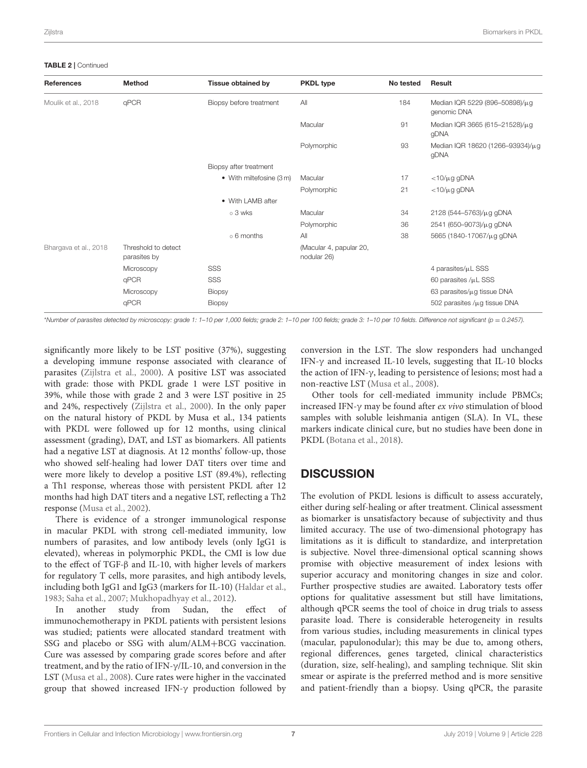**TABLE 2** | Continued

| References | Method | Tissue obtained by | PKDL type | No tested | Result |
|---|---|---|---|---|---|
| Moulik et al., 2018 | qPCR | Biopsy before treatment | All | 184 | Median IQR 5229 (896–50898)/μg genomic DNA |
| | | | Macular | 91 | Median IQR 3665 (615–21528)/μg gDNA |
| | | | Polymorphic | 93 | Median IQR 18620 (1266–93934)/μg gDNA |
| | | Biopsy after treatment | | | |
| | | • With miltefosine (3 m) | Macular | 17 | <10/μg gDNA |
| | | | Polymorphic | 21 | <10/μg gDNA |
| | | • With LAMB after | | | |
| | | ○ 3 wks | Macular | 34 | 2128 (544–5763)/μg gDNA |
| | | | Polymorphic | 36 | 2541 (650–9073)/μg gDNA |
| | | ○ 6 months | All | 38 | 5665 (1840-17067/μg gDNA |
| Bhargava et al., 2018 | Threshold to detect parasites by | | (Macular 4, papular 20, nodular 26) | | |
| | Microscopy | SSS | | | 4 parasites/μL SSS |
| | qPCR | SSS | | | 60 parasites /μL SSS |
| | Microscopy | Biopsy | | | 63 parasites/μg tissue DNA |
| | qPCR | Biopsy | | | 502 parasites /μg tissue DNA |

*Number of parasites detected by microscopy: grade 1: 1–10 per 1,000 fields; grade 2: 1–10 per 100 fields; grade 3: 1–10 per 10 fields. Difference not significant ($p = 0.2457$).

significantly more likely to be LST positive (37%), suggesting a developing immune response associated with clearance of parasites (Zijlstra et al., 2000). A positive LST was associated with grade: those with PKDL grade 1 were LST positive in 39%, while those with grade 2 and 3 were LST positive in 25 and 24%, respectively (Zijlstra et al., 2000). In the only paper on the natural history of PKDL by Musa et al., 134 patients with PKDL were followed up for 12 months, using clinical assessment (grading), DAT, and LST as biomarkers. All patients had a negative LST at diagnosis. At 12 months' follow-up, those who showed self-healing had lower DAT titers over time and were more likely to develop a positive LST (89.4%), reflecting a Th1 response, whereas those with persistent PKDL after 12 months had high DAT titers and a negative LST, reflecting a Th2 response (Musa et al., 2002).

There is evidence of a stronger immunological response in macular PKDL with strong cell-mediated immunity, low numbers of parasites, and low antibody levels (only IgG1 is elevated), whereas in polymorphic PKDL, the CMI is low due to the effect of TGF-β and IL-10, with higher levels of markers for regulatory T cells, more parasites, and high antibody levels, including both IgG1 and IgG3 (markers for IL-10) (Haldar et al., 1983; Saha et al., 2007; Mukhopadhyay et al., 2012).

In another study from Sudan, the effect of immunochemotherapy in PKDL patients with persistent lesions was studied; patients were allocated standard treatment with SSG and placebo or SSG with alum/ALM+BCG vaccination. Cure was assessed by comparing grade scores before and after treatment, and by the ratio of IFN-γ/IL-10, and conversion in the LST (Musa et al., 2008). Cure rates were higher in the vaccinated group that showed increased IFN-γ production followed by conversion in the LST. The slow responders had unchanged IFN-γ and increased IL-10 levels, suggesting that IL-10 blocks the action of IFN-γ, leading to persistence of lesions; most had a non-reactive LST (Musa et al., 2008).

Other tools for cell-mediated immunity include PBMCs; increased IFN-γ may be found after *ex vivo* stimulation of blood samples with soluble leishmania antigen (SLA). In VL, these markers indicate clinical cure, but no studies have been done in PKDL (Botana et al., 2018).

## DISCUSSION

The evolution of PKDL lesions is difficult to assess accurately, either during self-healing or after treatment. Clinical assessment as biomarker is unsatisfactory because of subjectivity and thus limited accuracy. The use of two-dimensional photogrpahy has limitations as it is difficult to standardize, and interpretation is subjective. Novel three-dimensional optical scanning shows promise with objective measurement of index lesions with superior accuracy and monitoring changes in size and color. Further prospective studies are awaited. Laboratory tests offer options for qualitative assessment but still have limitations, although qPCR seems the tool of choice in drug trials to assess parasite load. There is considerable heterogeneity in results from various studies, including measurements in clinical types (macular, papulonodular); this may be due to, among others, regional differences, genes targeted, clinical characteristics (duration, size, self-healing), and sampling technique. Slit skin smear or aspirate is the preferred method and is more sensitive and patient-friendly than a biopsy. Using qPCR, the parasite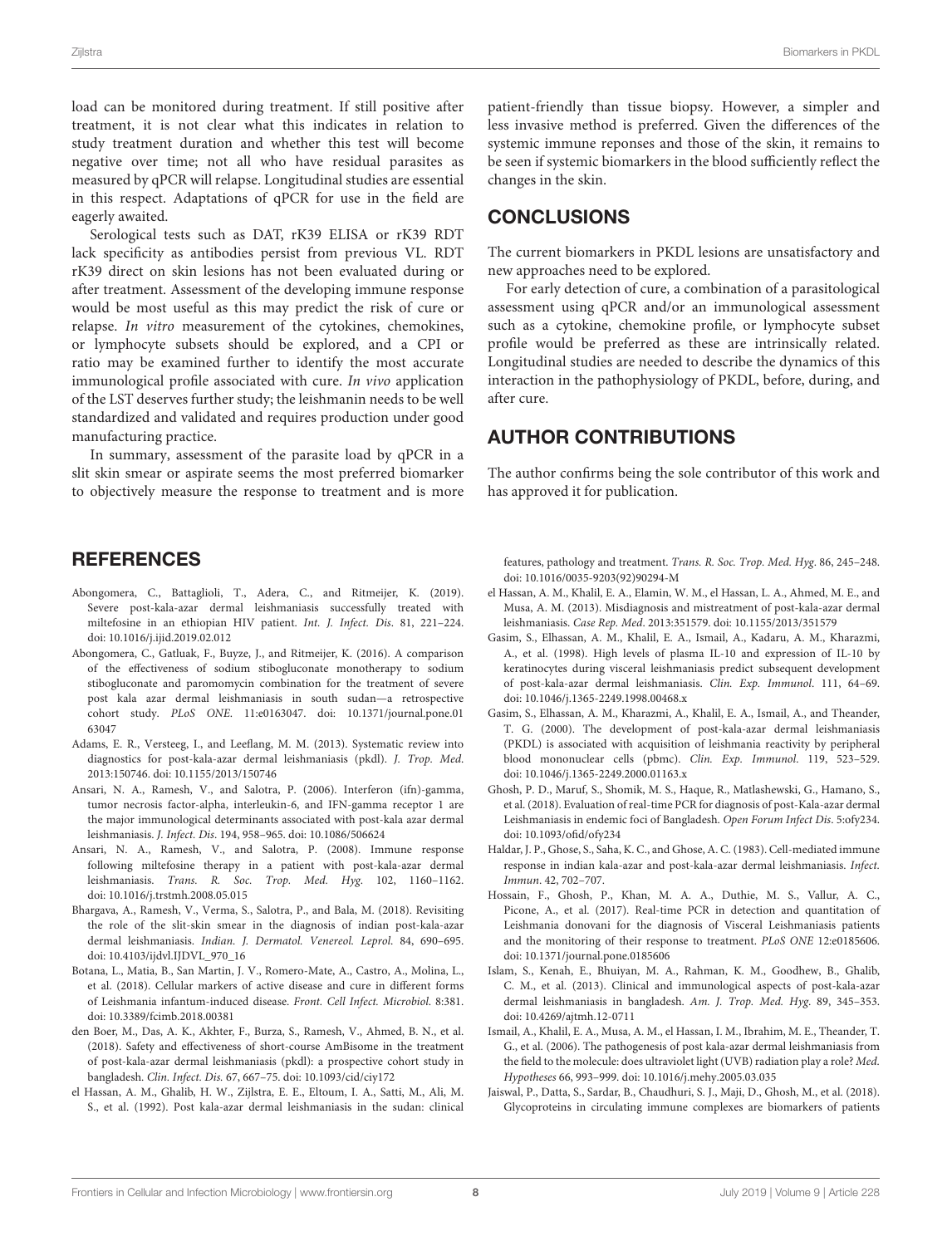load can be monitored during treatment. If still positive after treatment, it is not clear what this indicates in relation to study treatment duration and whether this test will become negative over time; not all who have residual parasites as measured by qPCR will relapse. Longitudinal studies are essential in this respect. Adaptations of qPCR for use in the field are eagerly awaited.

Serological tests such as DAT, rK39 ELISA or rK39 RDT lack specificity as antibodies persist from previous VL. RDT rK39 direct on skin lesions has not been evaluated during or after treatment. Assessment of the developing immune response would be most useful as this may predict the risk of cure or relapse. *In vitro* measurement of the cytokines, chemokines, or lymphocyte subsets should be explored, and a CPI or ratio may be examined further to identify the most accurate immunological profile associated with cure. *In vivo* application of the LST deserves further study; the leishmanin needs to be well standardized and validated and requires production under good manufacturing practice.

In summary, assessment of the parasite load by qPCR in a slit skin smear or aspirate seems the most preferred biomarker to objectively measure the response to treatment and is more patient-friendly than tissue biopsy. However, a simpler and less invasive method is preferred. Given the differences of the systemic immune reponses and those of the skin, it remains to be seen if systemic biomarkers in the blood sufficiently reflect the changes in the skin.

## CONCLUSIONS

The current biomarkers in PKDL lesions are unsatisfactory and new approaches need to be explored.

For early detection of cure, a combination of a parasitological assessment using qPCR and/or an immunological assessment such as a cytokine, chemokine profile, or lymphocyte subset profile would be preferred as these are intrinsically related. Longitudinal studies are needed to describe the dynamics of this interaction in the pathophysiology of PKDL, before, during, and after cure.

## AUTHOR CONTRIBUTIONS

The author confirms being the sole contributor of this work and has approved it for publication.

## REFERENCES

Abongomera, C., Battaglioli, T., Adera, C., and Ritmeijer, K. (2019). Severe post-kala-azar dermal leishmaniasis successfully treated with miltefosine in an ethiopian HIV patient. *Int. J. Infect. Dis*. 81, 221–224. doi: 10.1016/j.ijid.2019.02.012

Abongomera, C., Gatluak, F., Buyze, J., and Ritmeijer, K. (2016). A comparison of the effectiveness of sodium stibogluconate monotherapy to sodium stibogluconate and paromomycin combination for the treatment of severe post kala azar dermal leishmaniasis in south sudan—a retrospective cohort study. *PLoS ONE*. 11:e0163047. doi: 10.1371/journal.pone.0163047

Adams, E. R., Versteeg, I., and Leeflang, M. M. (2013). Systematic review into diagnostics for post-kala-azar dermal leishmaniasis (pkdl). *J. Trop. Med*. 2013:150746. doi: 10.1155/2013/150746

Ansari, N. A., Ramesh, V., and Salotra, P. (2006). Interferon (ifn)-gamma, tumor necrosis factor-alpha, interleukin-6, and IFN-gamma receptor 1 are the major immunological determinants associated with post-kala azar dermal leishmaniasis. *J. Infect. Dis*. 194, 958–965. doi: 10.1086/506624

Ansari, N. A., Ramesh, V., and Salotra, P. (2008). Immune response following miltefosine therapy in a patient with post-kala-azar dermal leishmaniasis. *Trans. R. Soc. Trop. Med. Hyg*. 102, 1160–1162. doi: 10.1016/j.trstmh.2008.05.015

Bhargava, A., Ramesh, V., Verma, S., Salotra, P., and Bala, M. (2018). Revisiting the role of the slit-skin smear in the diagnosis of indian post-kala-azar dermal leishmaniasis. *Indian. J. Dermatol. Venereol. Leprol*. 84, 690–695. doi: 10.4103/ijdvl.IJDVL_970_16

Botana, L., Matia, B., San Martin, J. V., Romero-Mate, A., Castro, A., Molina, L., et al. (2018). Cellular markers of active disease and cure in different forms of Leishmania infantum-induced disease. *Front. Cell Infect. Microbiol*. 8:381. doi: 10.3389/fcimb.2018.00381

den Boer, M., Das, A. K., Akhter, F., Burza, S., Ramesh, V., Ahmed, B. N., et al. (2018). Safety and effectiveness of short-course AmBisome in the treatment of post-kala-azar dermal leishmaniasis (pkdl): a prospective cohort study in bangladesh. *Clin. Infect. Dis*. 67, 667–75. doi: 10.1093/cid/ciy172

el Hassan, A. M., Ghalib, H. W., Zijlstra, E. E., Eltoum, I. A., Satti, M., Ali, M. S., et al. (1992). Post kala-azar dermal leishmaniasis in the sudan: clinical features, pathology and treatment. *Trans. R. Soc. Trop. Med. Hyg*. 86, 245–248. doi: 10.1016/0035-9203(92)90294-M

el Hassan, A. M., Khalil, E. A., Elamin, W. M., el Hassan, L. A., Ahmed, M. E., and Musa, A. M. (2013). Misdiagnosis and mistreatment of post-kala-azar dermal leishmaniasis. *Case Rep. Med*. 2013:351579. doi: 10.1155/2013/351579

Gasim, S., Elhassan, A. M., Khalil, E. A., Ismail, A., Kadaru, A. M., Kharazmi, A., et al. (1998). High levels of plasma IL-10 and expression of IL-10 by keratinocytes during visceral leishmaniasis predict subsequent development of post-kala-azar dermal leishmaniasis. *Clin. Exp. Immunol*. 111, 64–69. doi: 10.1046/j.1365-2249.1998.00468.x

Gasim, S., Elhassan, A. M., Kharazmi, A., Khalil, E. A., Ismail, A., and Theander, T. G. (2000). The development of post-kala-azar dermal leishmaniasis (PKDL) is associated with acquisition of leishmania reactivity by peripheral blood mononuclear cells (pbmc). *Clin. Exp. Immunol*. 119, 523–529. doi: 10.1046/j.1365-2249.2000.01163.x

Ghosh, P. D., Maruf, S., Shomik, M. S., Haque, R., Matlashewski, G., Hamano, S., et al. (2018). Evaluation of real-time PCR for diagnosis of post-Kala-azar dermal Leishmaniasis in endemic foci of Bangladesh. *Open Forum Infect Dis*. 5:ofy234. doi: 10.1093/ofid/ofy234

Haldar, J. P., Ghose, S., Saha, K. C., and Ghose, A. C. (1983). Cell-mediated immune response in indian kala-azar and post-kala-azar dermal leishmaniasis. *Infect. Immun*. 42, 702–707.

Hossain, F., Ghosh, P., Khan, M. A. A., Duthie, M. S., Vallur, A. C., Picone, A., et al. (2017). Real-time PCR in detection and quantitation of Leishmania donovani for the diagnosis of Visceral Leishmaniasis patients and the monitoring of their response to treatment. *PLoS ONE* 12:e0185606. doi: 10.1371/journal.pone.0185606

Islam, S., Kenah, E., Bhuiyan, M. A., Rahman, K. M., Goodhew, B., Ghalib, C. M., et al. (2013). Clinical and immunological aspects of post-kala-azar dermal leishmaniasis in bangladesh. *Am. J. Trop. Med. Hyg*. 89, 345–353. doi: 10.4269/ajtmh.12-0711

Ismail, A., Khalil, E. A., Musa, A. M., el Hassan, I. M., Ibrahim, M. E., Theander, T. G., et al. (2006). The pathogenesis of post kala-azar dermal leishmaniasis from the field to the molecule: does ultraviolet light (UVB) radiation play a role? *Med. Hypotheses* 66, 993–999. doi: 10.1016/j.mehy.2005.03.035

Jaiswal, P., Datta, S., Sardar, B., Chaudhuri, S. J., Maji, D., Ghosh, M., et al. (2018). Glycoproteins in circulating immune complexes are biomarkers of patients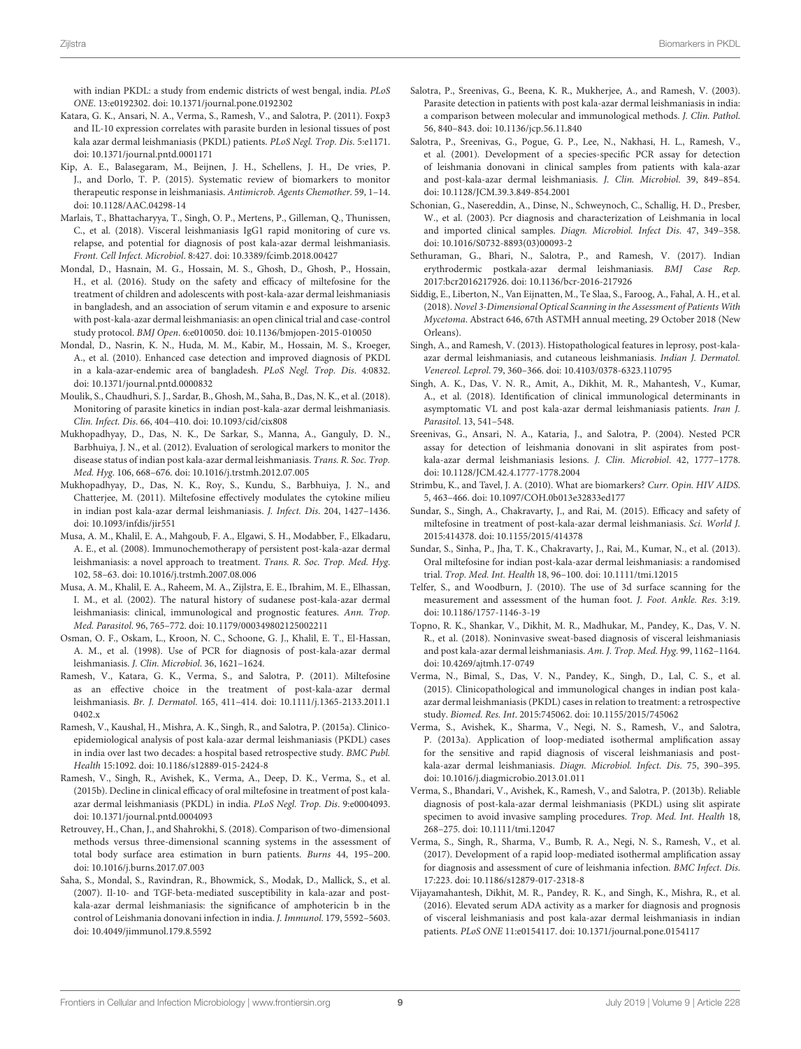with indian PKDL: a study from endemic districts of west bengal, india. *PLoS ONE*. 13:e0192302. doi: 10.1371/journal.pone.0192302

Katara, G. K., Ansari, N. A., Verma, S., Ramesh, V., and Salotra, P. (2011). Foxp3 and IL-10 expression correlates with parasite burden in lesional tissues of post kala azar dermal leishmaniasis (PKDL) patients. *PLoS Negl. Trop. Dis*. 5:e1171. doi: 10.1371/journal.pntd.0001171

Kip, A. E., Balasegaram, M., Beijnen, J. H., Schellens, J. H., De vries, P. J., and Dorlo, T. P. (2015). Systematic review of biomarkers to monitor therapeutic response in leishmaniasis. *Antimicrob. Agents Chemother*. 59, 1–14. doi: 10.1128/AAC.04298-14

Marlais, T., Bhattacharyya, T., Singh, O. P., Mertens, P., Gilleman, Q., Thunissen, C., et al. (2018). Visceral leishmaniasis IgG1 rapid monitoring of cure vs. relapse, and potential for diagnosis of post kala-azar dermal leishmaniasis. *Front. Cell Infect. Microbiol*. 8:427. doi: 10.3389/fcimb.2018.00427

Mondal, D., Hasnain, M. G., Hossain, M. S., Ghosh, D., Ghosh, P., Hossain, H., et al. (2016). Study on the safety and efficacy of miltefosine for the treatment of children and adolescents with post-kala-azar dermal leishmaniasis in bangladesh, and an association of serum vitamin e and exposure to arsenic with post-kala-azar dermal leishmaniasis: an open clinical trial and case-control study protocol. *BMJ Open*. 6:e010050. doi: 10.1136/bmjopen-2015-010050

Mondal, D., Nasrin, K. N., Huda, M. M., Kabir, M., Hossain, M. S., Kroeger, A., et al. (2010). Enhanced case detection and improved diagnosis of PKDL in a kala-azar-endemic area of bangladesh. *PLoS Negl. Trop. Dis*. 4:0832. doi: 10.1371/journal.pntd.0000832

Moulik, S., Chaudhuri, S. J., Sardar, B., Ghosh, M., Saha, B., Das, N. K., et al. (2018). Monitoring of parasite kinetics in indian post-kala-azar dermal leishmaniasis. *Clin. Infect. Dis*. 66, 404–410. doi: 10.1093/cid/cix808

Mukhopadhyay, D., Das, N. K., De Sarkar, S., Manna, A., Ganguly, D. N., Barbhuiya, J. N., et al. (2012). Evaluation of serological markers to monitor the disease status of indian post kala-azar dermal leishmaniasis. *Trans. R. Soc. Trop. Med. Hyg*. 106, 668–676. doi: 10.1016/j.trstmh.2012.07.005

Mukhopadhyay, D., Das, N. K., Roy, S., Kundu, S., Barbhuiya, J. N., and Chatterjee, M. (2011). Miltefosine effectively modulates the cytokine milieu in indian post kala-azar dermal leishmaniasis. *J. Infect. Dis*. 204, 1427–1436. doi: 10.1093/infdis/jir551

Musa, A. M., Khalil, E. A., Mahgoub, F. A., Elgawi, S. H., Modabber, F., Elkadaru, A. E., et al. (2008). Immunochemotherapy of persistent post-kala-azar dermal leishmaniasis: a novel approach to treatment. *Trans. R. Soc. Trop. Med. Hyg*. 102, 58–63. doi: 10.1016/j.trstmh.2007.08.006

Musa, A. M., Khalil, E. A., Raheem, M. A., Zijlstra, E. E., Ibrahim, M. E., Elhassan, I. M., et al. (2002). The natural history of sudanese post-kala-azar dermal leishmaniasis: clinical, immunological and prognostic features. *Ann. Trop. Med. Parasitol*. 96, 765–772. doi: 10.1179/000349802125002211

Osman, O. F., Oskam, L., Kroon, N. C., Schoone, G. J., Khalil, E. T., El-Hassan, A. M., et al. (1998). Use of PCR for diagnosis of post-kala-azar dermal leishmaniasis. *J. Clin. Microbiol*. 36, 1621–1624.

Ramesh, V., Katara, G. K., Verma, S., and Salotra, P. (2011). Miltefosine as an effective choice in the treatment of post-kala-azar dermal leishmaniasis. *Br. J. Dermatol*. 165, 411–414. doi: 10.1111/j.1365-2133.2011.10402.x

Ramesh, V., Kaushal, H., Mishra, A. K., Singh, R., and Salotra, P. (2015a). Clinico-epidemiological analysis of post kala-azar dermal leishmaniasis (PKDL) cases in india over last two decades: a hospital based retrospective study. *BMC Publ. Health* 15:1092. doi: 10.1186/s12889-015-2424-8

Ramesh, V., Singh, R., Avishek, K., Verma, A., Deep, D. K., Verma, S., et al. (2015b). Decline in clinical efficacy of oral miltefosine in treatment of post kala-azar dermal leishmaniasis (PKDL) in india. *PLoS Negl. Trop. Dis*. 9:e0004093. doi: 10.1371/journal.pntd.0004093

Retrouvey, H., Chan, J., and Shahrokhi, S. (2018). Comparison of two-dimensional methods versus three-dimensional scanning systems in the assessment of total body surface area estimation in burn patients. *Burns* 44, 195–200. doi: 10.1016/j.burns.2017.07.003

Saha, S., Mondal, S., Ravindran, R., Bhowmick, S., Modak, D., Mallick, S., et al. (2007). Il-10- and TGF-beta-mediated susceptibility in kala-azar and post-kala-azar dermal leishmaniasis: the significance of amphotericin b in the control of Leishmania donovani infection in india. *J. Immunol*. 179, 5592–5603. doi: 10.4049/jimmunol.179.8.5592

Salotra, P., Sreenivas, G., Beena, K. R., Mukherjee, A., and Ramesh, V. (2003). Parasite detection in patients with post kala-azar dermal leishmaniasis in india: a comparison between molecular and immunological methods. *J. Clin. Pathol*. 56, 840–843. doi: 10.1136/jcp.56.11.840

Salotra, P., Sreenivas, G., Pogue, G. P., Lee, N., Nakhasi, H. L., Ramesh, V., et al. (2001). Development of a species-specific PCR assay for detection of leishmania donovani in clinical samples from patients with kala-azar and post-kala-azar dermal leishmaniasis. *J. Clin. Microbiol*. 39, 849–854. doi: 10.1128/JCM.39.3.849-854.2001

Schonian, G., Nasereddin, A., Dinse, N., Schweynoch, C., Schallig, H. D., Presber, W., et al. (2003). Pcr diagnosis and characterization of Leishmania in local and imported clinical samples. *Diagn. Microbiol. Infect Dis*. 47, 349–358. doi: 10.1016/S0732-8893(03)00093-2

Sethuraman, G., Bhari, N., Salotra, P., and Ramesh, V. (2017). Indian erythrodermic postkala-azar dermal leishmaniasis. *BMJ Case Rep*. 2017:bcr2016217926. doi: 10.1136/bcr-2016-217926

Siddig, E., Liberton, N., Van Eijnatten, M., Te Slaa, S., Faroog, A., Fahal, A. H., et al. (2018). *Novel 3-Dimensional Optical Scanning in the Assessment of Patients With Mycetoma*. Abstract 646, 67th ASTMH annual meeting, 29 October 2018 (New Orleans).

Singh, A., and Ramesh, V. (2013). Histopathological features in leprosy, post-kala-azar dermal leishmaniasis, and cutaneous leishmaniasis. *Indian J. Dermatol. Venereol. Leprol*. 79, 360–366. doi: 10.4103/0378-6323.110795

Singh, A. K., Das, V. N. R., Amit, A., Dikhit, M. R., Mahantesh, V., Kumar, A., et al. (2018). Identification of clinical immunological determinants in asymptomatic VL and post kala-azar dermal leishmaniasis patients. *Iran J. Parasitol*. 13, 541–548.

Sreenivas, G., Ansari, N. A., Kataria, J., and Salotra, P. (2004). Nested PCR assay for detection of leishmania donovani in slit aspirates from post-kala-azar dermal leishmaniasis lesions. *J. Clin. Microbiol*. 42, 1777–1778. doi: 10.1128/JCM.42.4.1777-1778.2004

Strimbu, K., and Tavel, J. A. (2010). What are biomarkers? *Curr. Opin. HIV AIDS*. 5, 463–466. doi: 10.1097/COH.0b013e32833ed177

Sundar, S., Singh, A., Chakravarty, J., and Rai, M. (2015). Efficacy and safety of miltefosine in treatment of post-kala-azar dermal leishmaniasis. *Sci. World J*. 2015:414378. doi: 10.1155/2015/414378

Sundar, S., Sinha, P., Jha, T. K., Chakravarty, J., Rai, M., Kumar, N., et al. (2013). Oral miltefosine for indian post-kala-azar dermal leishmaniasis: a randomised trial. *Trop. Med. Int. Health* 18, 96–100. doi: 10.1111/tmi.12015

Telfer, S., and Woodburn, J. (2010). The use of 3d surface scanning for the measurement and assessment of the human foot. *J. Foot. Ankle. Res*. 3:19. doi: 10.1186/1757-1146-3-19

Topno, R. K., Shankar, V., Dikhit, M. R., Madhukar, M., Pandey, K., Das, V. N. R., et al. (2018). Noninvasive sweat-based diagnosis of visceral leishmaniasis and post kala-azar dermal leishmaniasis. *Am. J. Trop. Med. Hyg*. 99, 1162–1164. doi: 10.4269/ajtmh.17-0749

Verma, N., Bimal, S., Das, V. N., Pandey, K., Singh, D., Lal, C. S., et al. (2015). Clinicopathological and immunological changes in indian post kala-azar dermal leishmaniasis (PKDL) cases in relation to treatment: a retrospective study. *Biomed. Res. Int*. 2015:745062. doi: 10.1155/2015/745062

Verma, S., Avishek, K., Sharma, V., Negi, N. S., Ramesh, V., and Salotra, P. (2013a). Application of loop-mediated isothermal amplification assay for the sensitive and rapid diagnosis of visceral leishmaniasis and post-kala-azar dermal leishmaniasis. *Diagn. Microbiol. Infect. Dis*. 75, 390–395. doi: 10.1016/j.diagmicrobio.2013.01.011

Verma, S., Bhandari, V., Avishek, K., Ramesh, V., and Salotra, P. (2013b). Reliable diagnosis of post-kala-azar dermal leishmaniasis (PKDL) using slit aspirate specimen to avoid invasive sampling procedures. *Trop. Med. Int. Health* 18, 268–275. doi: 10.1111/tmi.12047

Verma, S., Singh, R., Sharma, V., Bumb, R. A., Negi, N. S., Ramesh, V., et al. (2017). Development of a rapid loop-mediated isothermal amplification assay for diagnosis and assessment of cure of leishmania infection. *BMC Infect. Dis*. 17:223. doi: 10.1186/s12879-017-2318-8

Vijayamahantesh, Dikhit, M. R., Pandey, R. K., and Singh, K., Mishra, R., et al. (2016). Elevated serum ADA activity as a marker for diagnosis and prognosis of visceral leishmaniasis and post kala-azar dermal leishmaniasis in indian patients. *PLoS ONE* 11:e0154117. doi: 10.1371/journal.pone.0154117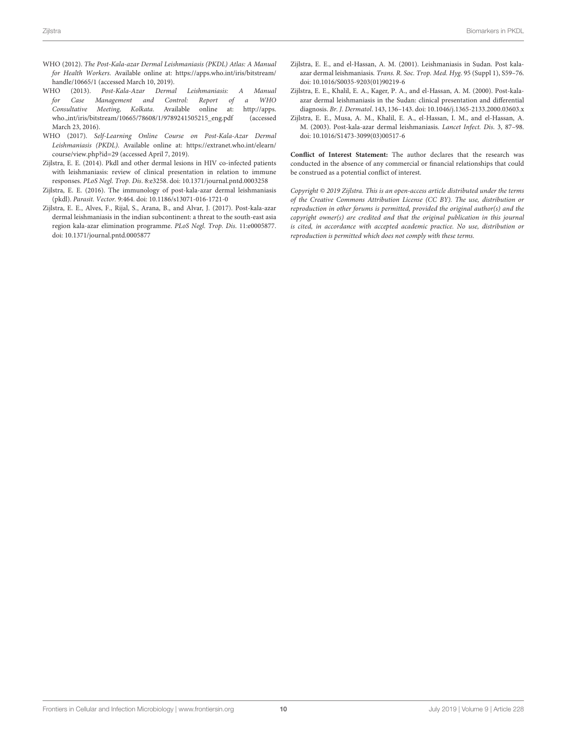WHO (2012). *The Post-Kala-azar Dermal Leishmaniasis (PKDL) Atlas: A Manual for Health Workers*. Available online at: https://apps.who.int/iris/bitstream/handle/10665/1 (accessed March 10, 2019).

WHO (2013). *Post-Kala-Azar Dermal Leishmaniasis: A Manual for Case Management and Control: Report of a WHO Consultative Meeting, Kolkata*. Available online at: http://apps.who.,int/iris/bitstream/10665/78608/1/9789241505215_eng.pdf (accessed March 23, 2016).

WHO (2017). *Self-Learning Online Course on Post-Kala-Azar Dermal Leishmaniasis (PKDL)*. Available online at: https://extranet.who.int/elearn/course/view.php?id=29 (accessed April 7, 2019).

Zijlstra, E. E. (2014). Pkdl and other dermal lesions in HIV co-infected patients with leishmaniasis: review of clinical presentation in relation to immune responses. *PLoS Negl. Trop. Dis*. 8:e3258. doi: 10.1371/journal.pntd.0003258

Zijlstra, E. E. (2016). The immunology of post-kala-azar dermal leishmaniasis (pkdl). *Parasit. Vector*. 9:464. doi: 10.1186/s13071-016-1721-0

Zijlstra, E. E., Alves, F., Rijal, S., Arana, B., and Alvar, J. (2017). Post-kala-azar dermal leishmaniasis in the indian subcontinent: a threat to the south-east asia region kala-azar elimination programme. *PLoS Negl. Trop. Dis*. 11:e0005877. doi: 10.1371/journal.pntd.0005877

Zijlstra, E. E., and el-Hassan, A. M. (2001). Leishmaniasis in Sudan. Post kala-azar dermal leishmaniasis. *Trans. R. Soc. Trop. Med. Hyg*. 95 (Suppl 1), S59–76. doi: 10.1016/S0035-9203(01)90219-6

Zijlstra, E. E., Khalil, E. A., Kager, P. A., and el-Hassan, A. M. (2000). Post-kala-azar dermal leishmaniasis in the Sudan: clinical presentation and differential diagnosis. *Br. J. Dermatol*. 143, 136–143. doi: 10.1046/j.1365-2133.2000.03603.x

Zijlstra, E. E., Musa, A. M., Khalil, E. A., el-Hassan, I. M., and el-Hassan, A. M. (2003). Post-kala-azar dermal leishmaniasis. *Lancet Infect. Dis*. 3, 87–98. doi: 10.1016/S1473-3099(03)00517-6

**Conflict of Interest Statement:** The author declares that the research was conducted in the absence of any commercial or financial relationships that could be construed as a potential conflict of interest.

*Copyright © 2019 Zijlstra. This is an open-access article distributed under the terms of the Creative Commons Attribution License (CC BY). The use, distribution or reproduction in other forums is permitted, provided the original author(s) and the copyright owner(s) are credited and that the original publication in this journal is cited, in accordance with accepted academic practice. No use, distribution or reproduction is permitted which does not comply with these terms.*